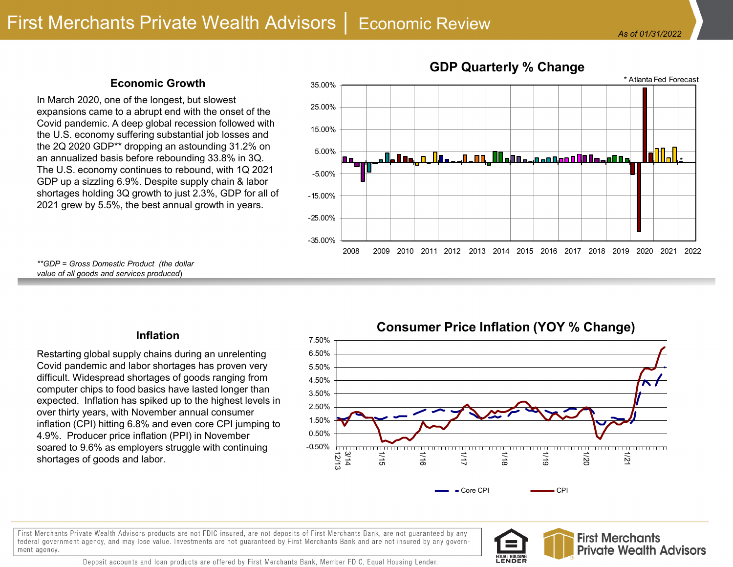# First Merchants Private Wealth Advisors | Economic Review

*As of 01/31/2022*

## Economic Growth

In March 2020, one of the longest, but slowest expansions came to a abrupt end with the onset of the Covid pandemic. A deep global recession followed with the U.S. economy suffering substantial job losses and the 2Q 2020 GDP** dropping an astounding 31.2% on an annualized basis before rebounding 33.8% in 3Q. The U.S. economy continues to rebound, with 1Q 2021 GDP up a sizzling 6.9%. Despite supply chain & labor shortages holding 3Q growth to just 2.3%, GDP for all of 2021 grew by 5.5%, the best annual growth in years.

***GDP = Gross Domestic Product (the dollar value of all goods and services produced)*

**GDP Quarterly % Change**

* Atlanta Fed Forecast

## Inflation

Restarting global supply chains during an unrelenting Covid pandemic and labor shortages has proven very difficult. Widespread shortages of goods ranging from computer chips to food basics have lasted longer than expected. Inflation has spiked up to the highest levels in over thirty years, with November annual consumer inflation (CPI) hitting 6.8% and even core CPI jumping to 4.9%. Producer price inflation (PPI) in November soared to 9.6% as employers struggle with continuing shortages of goods and labor.

**Consumer Price Inflation (YOY % Change)**

Core CPI — CPI

First Merchants Private Wealth Advisors products are not FDIC insured, are not deposits of First Merchants Bank, are not guaranteed by any federal government agency, and may lose value. Investments are not guaranteed by First Merchants Bank and are not insured by any government agency.

Deposit accounts and loan products are offered by First Merchants Bank, Member FDIC, Equal Housing Lender.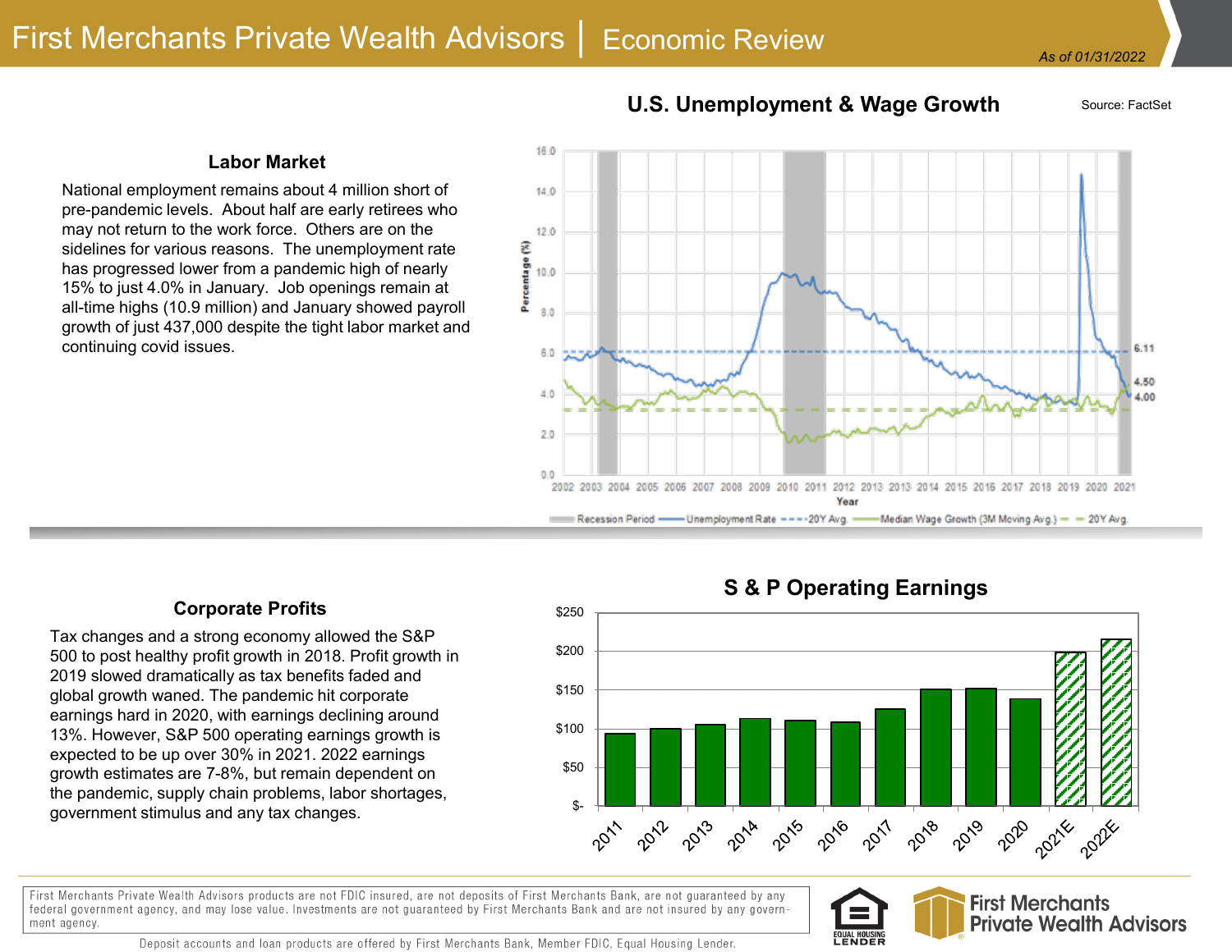## Labor Market

National employment remains about 4 million short of pre-pandemic levels. About half are early retirees who may not return to the work force. Others are on the sidelines for various reasons. The unemployment rate has progressed lower from a pandemic high of nearly 15% to just 4.0% in January. Job openings remain at all-time highs (10.9 million) and January showed payroll growth of just 437,000 despite the tight labor market and continuing covid issues.

### U.S. Unemployment & Wage Growth

Source: FactSet

## Corporate Profits

Tax changes and a strong economy allowed the S&P 500 to post healthy profit growth in 2018. Profit growth in 2019 slowed dramatically as tax benefits faded and global growth waned. The pandemic hit corporate earnings hard in 2020, with earnings declining around 13%. However, S&P 500 operating earnings growth is expected to be up over 30% in 2021. 2022 earnings growth estimates are 7-8%, but remain dependent on the pandemic, supply chain problems, labor shortages, government stimulus and any tax changes.

### S & P Operating Earnings

First Merchants Private Wealth Advisors products are not FDIC insured, are not deposits of First Merchants Bank, are not guaranteed by any federal government agency, and may lose value. Investments are not guaranteed by First Merchants Bank and are not insured by any government agency.

Deposit accounts and loan products are offered by First Merchants Bank, Member FDIC, Equal Housing Lender.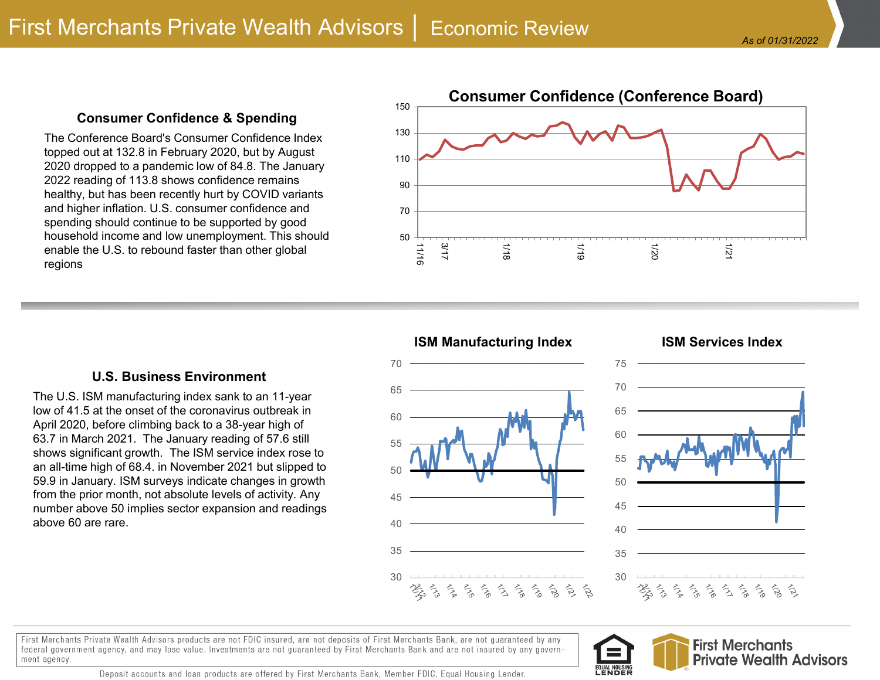# First Merchants Private Wealth Advisors | Economic Review

*As of 01/31/2022*

## Consumer Confidence & Spending

The Conference Board's Consumer Confidence Index topped out at 132.8 in February 2020, but by August 2020 dropped to a pandemic low of 84.8. The January 2022 reading of 113.8 shows confidence remains healthy, but has been recently hurt by COVID variants and higher inflation. U.S. consumer confidence and spending should continue to be supported by good household income and low unemployment. This should enable the U.S. to rebound faster than other global regions

**Consumer Confidence (Conference Board)**

150
130
110
90
70
50

11/16
3/17
1/18
1/19
1/20
1/21

## U.S. Business Environment

The U.S. ISM manufacturing index sank to an 11-year low of 41.5 at the onset of the coronavirus outbreak in April 2020, before climbing back to a 38-year high of 63.7 in March 2021. The January reading of 57.6 still shows significant growth. The ISM service index rose to an all-time high of 68.4. in November 2021 but slipped to 59.9 in January. ISM surveys indicate changes in growth from the prior month, not absolute levels of activity. Any number above 50 implies sector expansion and readings above 60 are rare.

**ISM Manufacturing Index**

70
65
60
55
50
45
40
35
30

3/12
1/13
1/14
1/15
1/16
1/17
1/18
1/19
1/20
1/21
1/22

**ISM Services Index**

75
70
65
60
55
50
45
40
35
30

3/12
1/13
1/14
1/15
1/16
1/17
1/18
1/19
1/20
1/21

First Merchants Private Wealth Advisors products are not FDIC insured, are not deposits of First Merchants Bank, are not guaranteed by any federal government agency, and may lose value. Investments are not guaranteed by First Merchants Bank and are not insured by any government agency.

Deposit accounts and loan products are offered by First Merchants Bank, Member FDIC, Equal Housing Lender.

EQUAL HOUSING LENDER

First Merchants Private Wealth Advisors